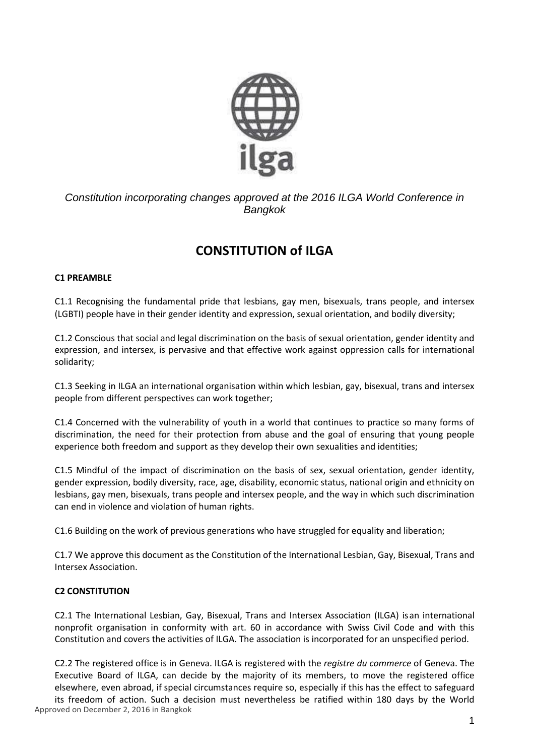ilga

*Constitution incorporating changes approved at the 2016 ILGA World Conference in Bangkok*

# CONSTITUTION of ILGA

**C1 PREAMBLE**

C1.1 Recognising the fundamental pride that lesbians, gay men, bisexuals, trans people, and intersex (LGBTI) people have in their gender identity and expression, sexual orientation, and bodily diversity;

C1.2 Conscious that social and legal discrimination on the basis of sexual orientation, gender identity and expression, and intersex, is pervasive and that effective work against oppression calls for international solidarity;

C1.3 Seeking in ILGA an international organisation within which lesbian, gay, bisexual, trans and intersex people from different perspectives can work together;

C1.4 Concerned with the vulnerability of youth in a world that continues to practice so many forms of discrimination, the need for their protection from abuse and the goal of ensuring that young people experience both freedom and support as they develop their own sexualities and identities;

C1.5 Mindful of the impact of discrimination on the basis of sex, sexual orientation, gender identity, gender expression, bodily diversity, race, age, disability, economic status, national origin and ethnicity on lesbians, gay men, bisexuals, trans people and intersex people, and the way in which such discrimination can end in violence and violation of human rights.

C1.6 Building on the work of previous generations who have struggled for equality and liberation;

C1.7 We approve this document as the Constitution of the International Lesbian, Gay, Bisexual, Trans and Intersex Association.

**C2 CONSTITUTION**

C2.1 The International Lesbian, Gay, Bisexual, Trans and Intersex Association (ILGA) is an international nonprofit organisation in conformity with art. 60 in accordance with Swiss Civil Code and with this Constitution and covers the activities of ILGA. The association is incorporated for an unspecified period.

C2.2 The registered office is in Geneva. ILGA is registered with the *registre du commerce* of Geneva. The Executive Board of ILGA, can decide by the majority of its members, to move the registered office elsewhere, even abroad, if special circumstances require so, especially if this has the effect to safeguard its freedom of action. Such a decision must nevertheless be ratified within 180 days by the World

Approved on December 2, 2016 in Bangkok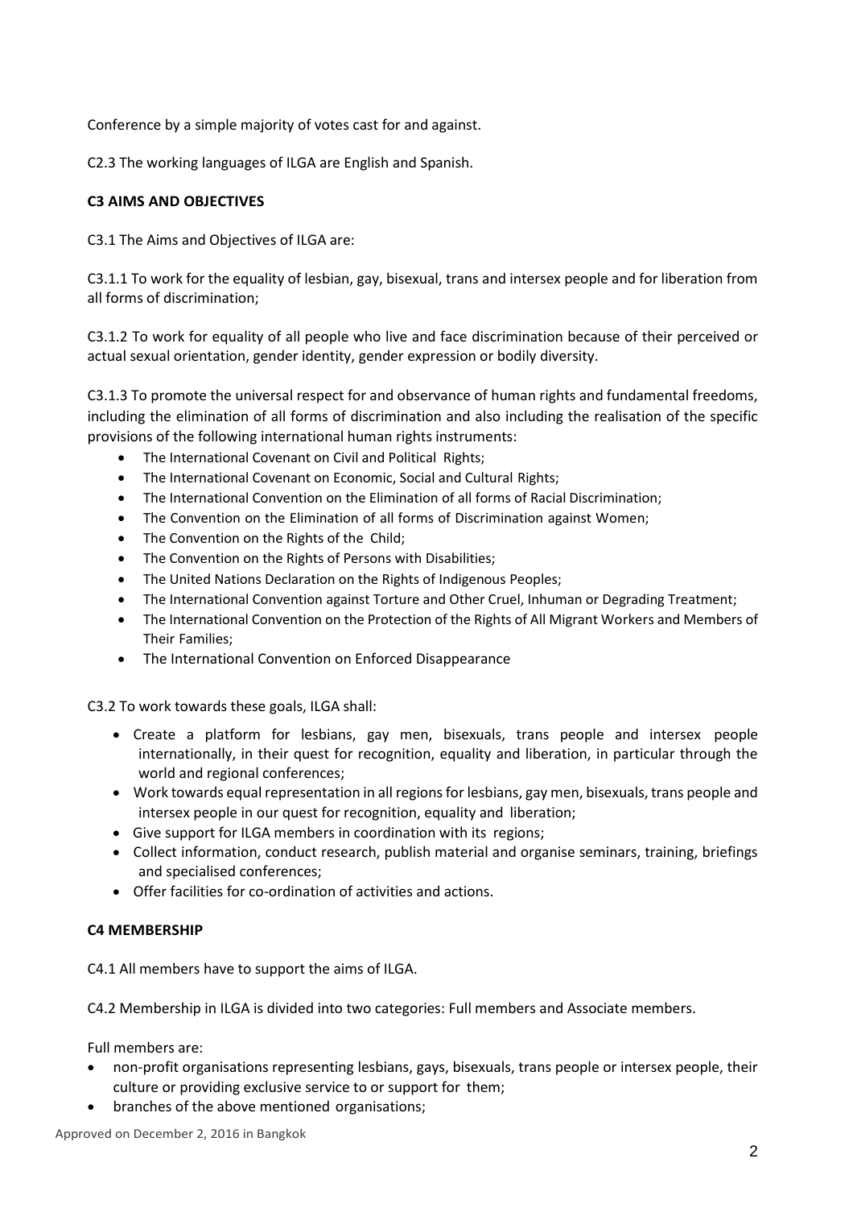Conference by a simple majority of votes cast for and against.

C2.3 The working languages of ILGA are English and Spanish.

**C3 AIMS AND OBJECTIVES**

C3.1 The Aims and Objectives of ILGA are:

C3.1.1 To work for the equality of lesbian, gay, bisexual, trans and intersex people and for liberation from all forms of discrimination;

C3.1.2 To work for equality of all people who live and face discrimination because of their perceived or actual sexual orientation, gender identity, gender expression or bodily diversity.

C3.1.3 To promote the universal respect for and observance of human rights and fundamental freedoms, including the elimination of all forms of discrimination and also including the realisation of the specific provisions of the following international human rights instruments:

- The International Covenant on Civil and Political Rights;
- The International Covenant on Economic, Social and Cultural Rights;
- The International Convention on the Elimination of all forms of Racial Discrimination;
- The Convention on the Elimination of all forms of Discrimination against Women;
- The Convention on the Rights of the Child;
- The Convention on the Rights of Persons with Disabilities;
- The United Nations Declaration on the Rights of Indigenous Peoples;
- The International Convention against Torture and Other Cruel, Inhuman or Degrading Treatment;
- The International Convention on the Protection of the Rights of All Migrant Workers and Members of Their Families;
- The International Convention on Enforced Disappearance

C3.2 To work towards these goals, ILGA shall:

- Create a platform for lesbians, gay men, bisexuals, trans people and intersex people internationally, in their quest for recognition, equality and liberation, in particular through the world and regional conferences;
- Work towards equal representation in all regions for lesbians, gay men, bisexuals, trans people and intersex people in our quest for recognition, equality and liberation;
- Give support for ILGA members in coordination with its regions;
- Collect information, conduct research, publish material and organise seminars, training, briefings and specialised conferences;
- Offer facilities for co-ordination of activities and actions.

**C4 MEMBERSHIP**

C4.1 All members have to support the aims of ILGA.

C4.2 Membership in ILGA is divided into two categories: Full members and Associate members.

Full members are:

- non-profit organisations representing lesbians, gays, bisexuals, trans people or intersex people, their culture or providing exclusive service to or support for them;
- branches of the above mentioned organisations;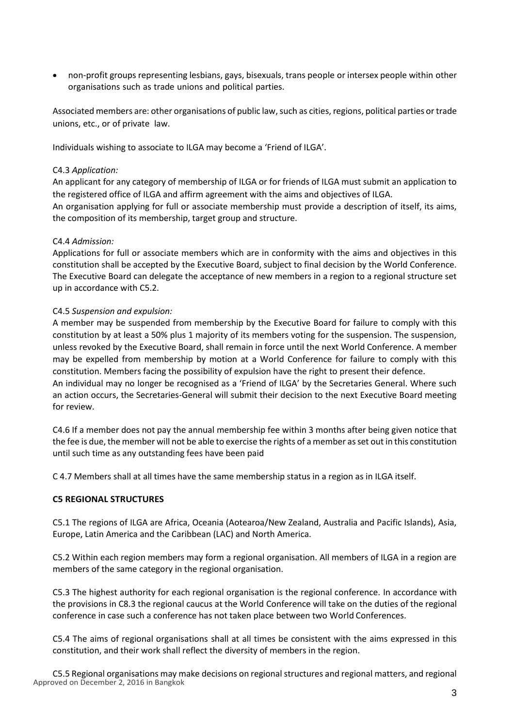- non-profit groups representing lesbians, gays, bisexuals, trans people or intersex people within other organisations such as trade unions and political parties.

Associated members are: other organisations of public law, such as cities, regions, political parties or trade unions, etc., or of private law.

Individuals wishing to associate to ILGA may become a 'Friend of ILGA'.

C4.3 *Application:*
An applicant for any category of membership of ILGA or for friends of ILGA must submit an application to the registered office of ILGA and affirm agreement with the aims and objectives of ILGA.
An organisation applying for full or associate membership must provide a description of itself, its aims, the composition of its membership, target group and structure.

C4.4 *Admission:*
Applications for full or associate members which are in conformity with the aims and objectives in this constitution shall be accepted by the Executive Board, subject to final decision by the World Conference. The Executive Board can delegate the acceptance of new members in a region to a regional structure set up in accordance with C5.2.

C4.5 *Suspension and expulsion:*
A member may be suspended from membership by the Executive Board for failure to comply with this constitution by at least a 50% plus 1 majority of its members voting for the suspension. The suspension, unless revoked by the Executive Board, shall remain in force until the next World Conference. A member may be expelled from membership by motion at a World Conference for failure to comply with this constitution. Members facing the possibility of expulsion have the right to present their defence.
An individual may no longer be recognised as a 'Friend of ILGA' by the Secretaries General. Where such an action occurs, the Secretaries-General will submit their decision to the next Executive Board meeting for review.

C4.6 If a member does not pay the annual membership fee within 3 months after being given notice that the fee is due, the member will not be able to exercise the rights of a member as set out in this constitution until such time as any outstanding fees have been paid

C 4.7 Members shall at all times have the same membership status in a region as in ILGA itself.

**C5 REGIONAL STRUCTURES**

C5.1 The regions of ILGA are Africa, Oceania (Aotearoa/New Zealand, Australia and Pacific Islands), Asia, Europe, Latin America and the Caribbean (LAC) and North America.

C5.2 Within each region members may form a regional organisation. All members of ILGA in a region are members of the same category in the regional organisation.

C5.3 The highest authority for each regional organisation is the regional conference. In accordance with the provisions in C8.3 the regional caucus at the World Conference will take on the duties of the regional conference in case such a conference has not taken place between two World Conferences.

C5.4 The aims of regional organisations shall at all times be consistent with the aims expressed in this constitution, and their work shall reflect the diversity of members in the region.

C5.5 Regional organisations may make decisions on regional structures and regional matters, and regional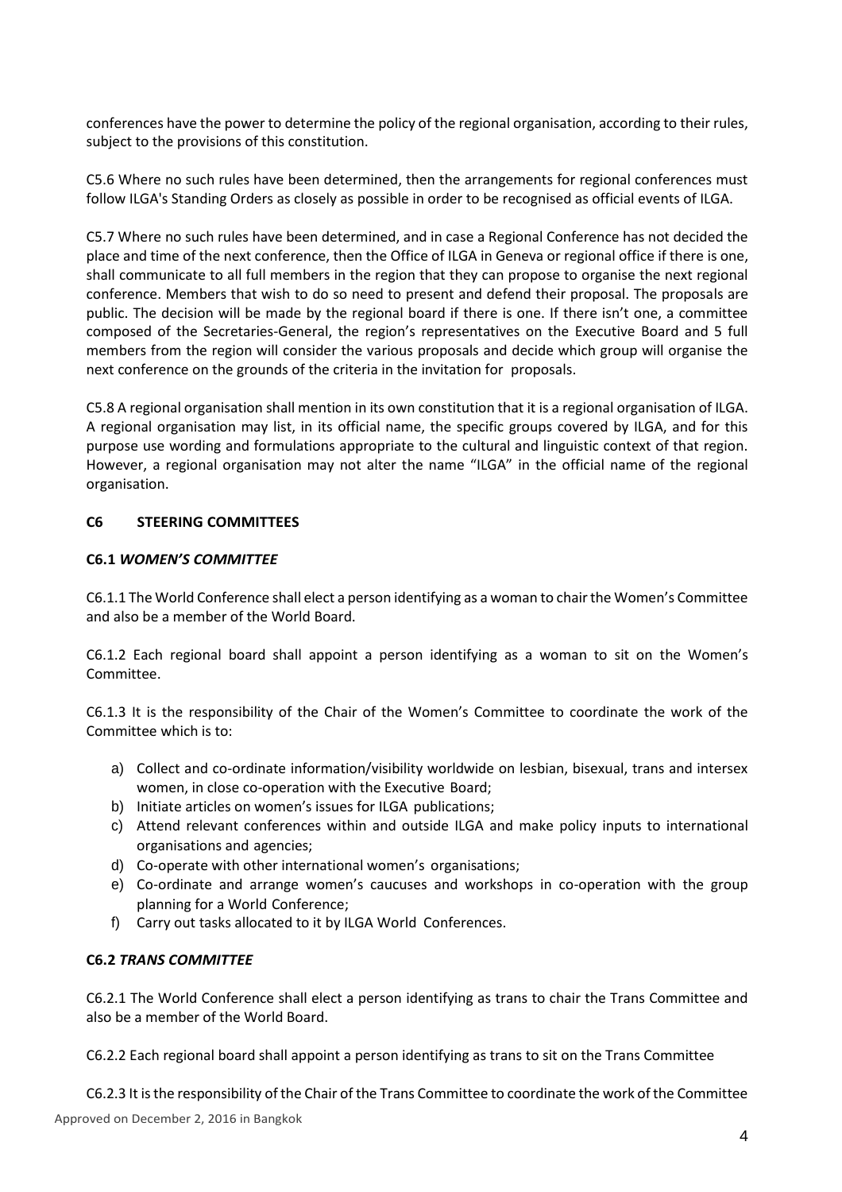conferences have the power to determine the policy of the regional organisation, according to their rules, subject to the provisions of this constitution.

C5.6 Where no such rules have been determined, then the arrangements for regional conferences must follow ILGA's Standing Orders as closely as possible in order to be recognised as official events of ILGA.

C5.7 Where no such rules have been determined, and in case a Regional Conference has not decided the place and time of the next conference, then the Office of ILGA in Geneva or regional office if there is one, shall communicate to all full members in the region that they can propose to organise the next regional conference. Members that wish to do so need to present and defend their proposal. The proposals are public. The decision will be made by the regional board if there is one. If there isn't one, a committee composed of the Secretaries-General, the region's representatives on the Executive Board and 5 full members from the region will consider the various proposals and decide which group will organise the next conference on the grounds of the criteria in the invitation for proposals.

C5.8 A regional organisation shall mention in its own constitution that it is a regional organisation of ILGA. A regional organisation may list, in its official name, the specific groups covered by ILGA, and for this purpose use wording and formulations appropriate to the cultural and linguistic context of that region. However, a regional organisation may not alter the name "ILGA" in the official name of the regional organisation.

## C6 STEERING COMMITTEES

### C6.1 *WOMEN'S COMMITTEE*

C6.1.1 The World Conference shall elect a person identifying as a woman to chair the Women's Committee and also be a member of the World Board.

C6.1.2 Each regional board shall appoint a person identifying as a woman to sit on the Women's Committee.

C6.1.3 It is the responsibility of the Chair of the Women's Committee to coordinate the work of the Committee which is to:

a) Collect and co-ordinate information/visibility worldwide on lesbian, bisexual, trans and intersex women, in close co-operation with the Executive Board;
b) Initiate articles on women's issues for ILGA publications;
c) Attend relevant conferences within and outside ILGA and make policy inputs to international organisations and agencies;
d) Co-operate with other international women's organisations;
e) Co-ordinate and arrange women's caucuses and workshops in co-operation with the group planning for a World Conference;
f) Carry out tasks allocated to it by ILGA World Conferences.

### C6.2 *TRANS COMMITTEE*

C6.2.1 The World Conference shall elect a person identifying as trans to chair the Trans Committee and also be a member of the World Board.

C6.2.2 Each regional board shall appoint a person identifying as trans to sit on the Trans Committee

C6.2.3 It is the responsibility of the Chair of the Trans Committee to coordinate the work of the Committee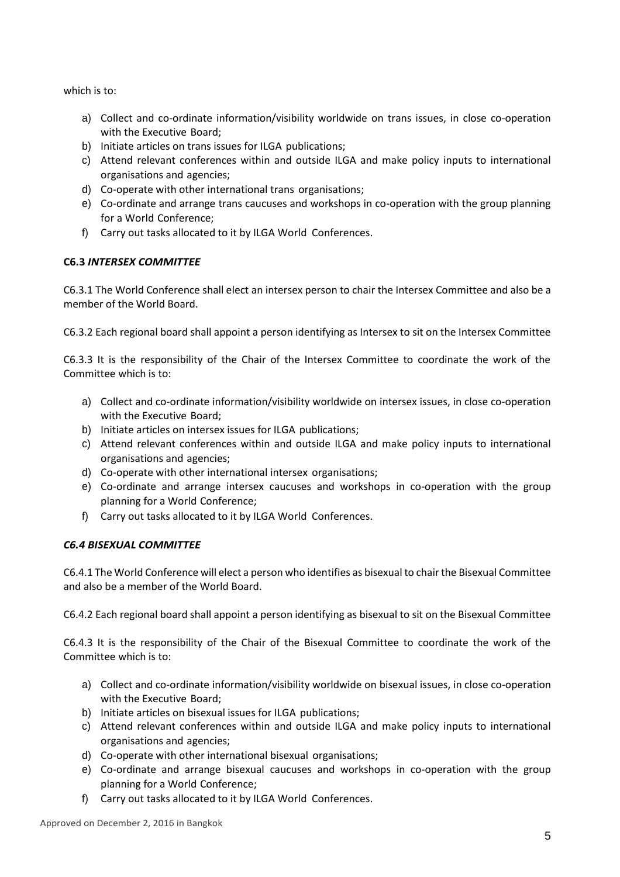which is to:

a) Collect and co-ordinate information/visibility worldwide on trans issues, in close co-operation with the Executive Board;
b) Initiate articles on trans issues for ILGA publications;
c) Attend relevant conferences within and outside ILGA and make policy inputs to international organisations and agencies;
d) Co-operate with other international trans organisations;
e) Co-ordinate and arrange trans caucuses and workshops in co-operation with the group planning for a World Conference;
f) Carry out tasks allocated to it by ILGA World Conferences.

### C6.3 *INTERSEX COMMITTEE*

C6.3.1 The World Conference shall elect an intersex person to chair the Intersex Committee and also be a member of the World Board.

C6.3.2 Each regional board shall appoint a person identifying as Intersex to sit on the Intersex Committee

C6.3.3 It is the responsibility of the Chair of the Intersex Committee to coordinate the work of the Committee which is to:

a) Collect and co-ordinate information/visibility worldwide on intersex issues, in close co-operation with the Executive Board;
b) Initiate articles on intersex issues for ILGA publications;
c) Attend relevant conferences within and outside ILGA and make policy inputs to international organisations and agencies;
d) Co-operate with other international intersex organisations;
e) Co-ordinate and arrange intersex caucuses and workshops in co-operation with the group planning for a World Conference;
f) Carry out tasks allocated to it by ILGA World Conferences.

### *C6.4 BISEXUAL COMMITTEE*

C6.4.1 The World Conference will elect a person who identifies as bisexual to chair the Bisexual Committee and also be a member of the World Board.

C6.4.2 Each regional board shall appoint a person identifying as bisexual to sit on the Bisexual Committee

C6.4.3 It is the responsibility of the Chair of the Bisexual Committee to coordinate the work of the Committee which is to:

a) Collect and co-ordinate information/visibility worldwide on bisexual issues, in close co-operation with the Executive Board;
b) Initiate articles on bisexual issues for ILGA publications;
c) Attend relevant conferences within and outside ILGA and make policy inputs to international organisations and agencies;
d) Co-operate with other international bisexual organisations;
e) Co-ordinate and arrange bisexual caucuses and workshops in co-operation with the group planning for a World Conference;
f) Carry out tasks allocated to it by ILGA World Conferences.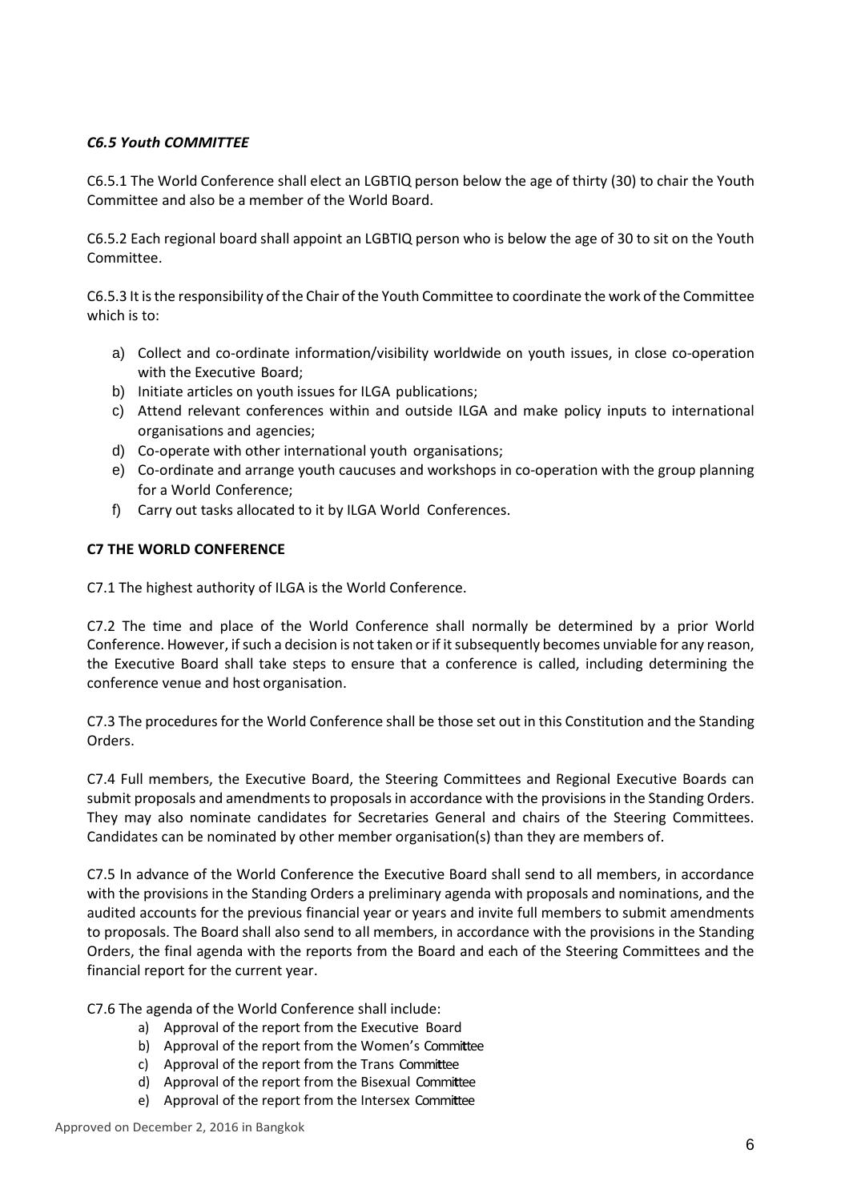### *C6.5 Youth COMMITTEE*

C6.5.1 The World Conference shall elect an LGBTIQ person below the age of thirty (30) to chair the Youth Committee and also be a member of the World Board.

C6.5.2 Each regional board shall appoint an LGBTIQ person who is below the age of 30 to sit on the Youth Committee.

C6.5.3 It is the responsibility of the Chair of the Youth Committee to coordinate the work of the Committee which is to:

a) Collect and co-ordinate information/visibility worldwide on youth issues, in close co-operation with the Executive Board;
b) Initiate articles on youth issues for ILGA publications;
c) Attend relevant conferences within and outside ILGA and make policy inputs to international organisations and agencies;
d) Co-operate with other international youth organisations;
e) Co-ordinate and arrange youth caucuses and workshops in co-operation with the group planning for a World Conference;
f) Carry out tasks allocated to it by ILGA World Conferences.

## C7 THE WORLD CONFERENCE

C7.1 The highest authority of ILGA is the World Conference.

C7.2 The time and place of the World Conference shall normally be determined by a prior World Conference. However, if such a decision is not taken or if it subsequently becomes unviable for any reason, the Executive Board shall take steps to ensure that a conference is called, including determining the conference venue and host organisation.

C7.3 The procedures for the World Conference shall be those set out in this Constitution and the Standing Orders.

C7.4 Full members, the Executive Board, the Steering Committees and Regional Executive Boards can submit proposals and amendments to proposals in accordance with the provisions in the Standing Orders. They may also nominate candidates for Secretaries General and chairs of the Steering Committees. Candidates can be nominated by other member organisation(s) than they are members of.

C7.5 In advance of the World Conference the Executive Board shall send to all members, in accordance with the provisions in the Standing Orders a preliminary agenda with proposals and nominations, and the audited accounts for the previous financial year or years and invite full members to submit amendments to proposals. The Board shall also send to all members, in accordance with the provisions in the Standing Orders, the final agenda with the reports from the Board and each of the Steering Committees and the financial report for the current year.

C7.6 The agenda of the World Conference shall include:

a) Approval of the report from the Executive Board
b) Approval of the report from the Women's Committee
c) Approval of the report from the Trans Committee
d) Approval of the report from the Bisexual Committee
e) Approval of the report from the Intersex Committee

Approved on December 2, 2016 in Bangkok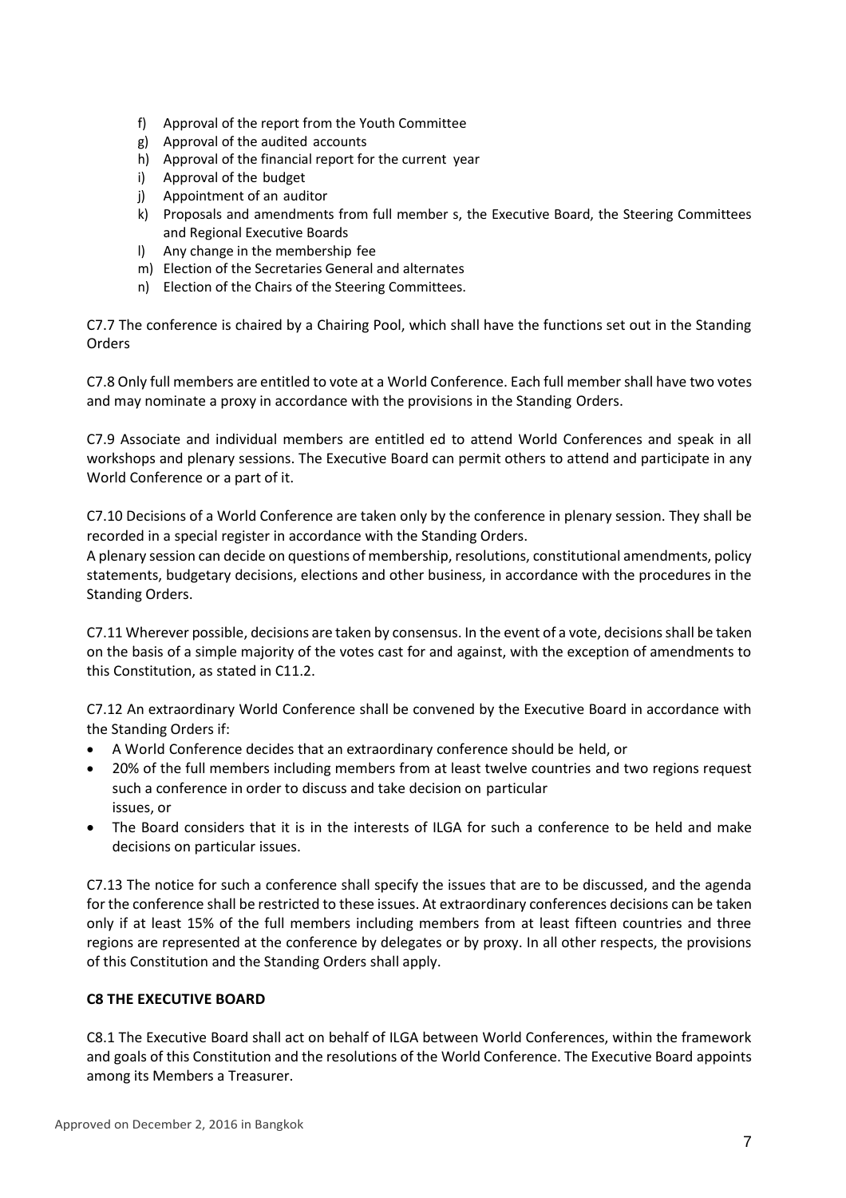f) Approval of the report from the Youth Committee
g) Approval of the audited accounts
h) Approval of the financial report for the current year
i) Approval of the budget
j) Appointment of an auditor
k) Proposals and amendments from full member s, the Executive Board, the Steering Committees and Regional Executive Boards
l) Any change in the membership fee
m) Election of the Secretaries General and alternates
n) Election of the Chairs of the Steering Committees.

C7.7 The conference is chaired by a Chairing Pool, which shall have the functions set out in the Standing Orders

C7.8 Only full members are entitled to vote at a World Conference. Each full member shall have two votes and may nominate a proxy in accordance with the provisions in the Standing Orders.

C7.9 Associate and individual members are entitled ed to attend World Conferences and speak in all workshops and plenary sessions. The Executive Board can permit others to attend and participate in any World Conference or a part of it.

C7.10 Decisions of a World Conference are taken only by the conference in plenary session. They shall be recorded in a special register in accordance with the Standing Orders.
A plenary session can decide on questions of membership, resolutions, constitutional amendments, policy statements, budgetary decisions, elections and other business, in accordance with the procedures in the Standing Orders.

C7.11 Wherever possible, decisions are taken by consensus. In the event of a vote, decisions shall be taken on the basis of a simple majority of the votes cast for and against, with the exception of amendments to this Constitution, as stated in C11.2.

C7.12 An extraordinary World Conference shall be convened by the Executive Board in accordance with the Standing Orders if:

- A World Conference decides that an extraordinary conference should be held, or
- 20% of the full members including members from at least twelve countries and two regions request such a conference in order to discuss and take decision on particular issues, or
- The Board considers that it is in the interests of ILGA for such a conference to be held and make decisions on particular issues.

C7.13 The notice for such a conference shall specify the issues that are to be discussed, and the agenda for the conference shall be restricted to these issues. At extraordinary conferences decisions can be taken only if at least 15% of the full members including members from at least fifteen countries and three regions are represented at the conference by delegates or by proxy. In all other respects, the provisions of this Constitution and the Standing Orders shall apply.

**C8 THE EXECUTIVE BOARD**

C8.1 The Executive Board shall act on behalf of ILGA between World Conferences, within the framework and goals of this Constitution and the resolutions of the World Conference. The Executive Board appoints among its Members a Treasurer.

Approved on December 2, 2016 in Bangkok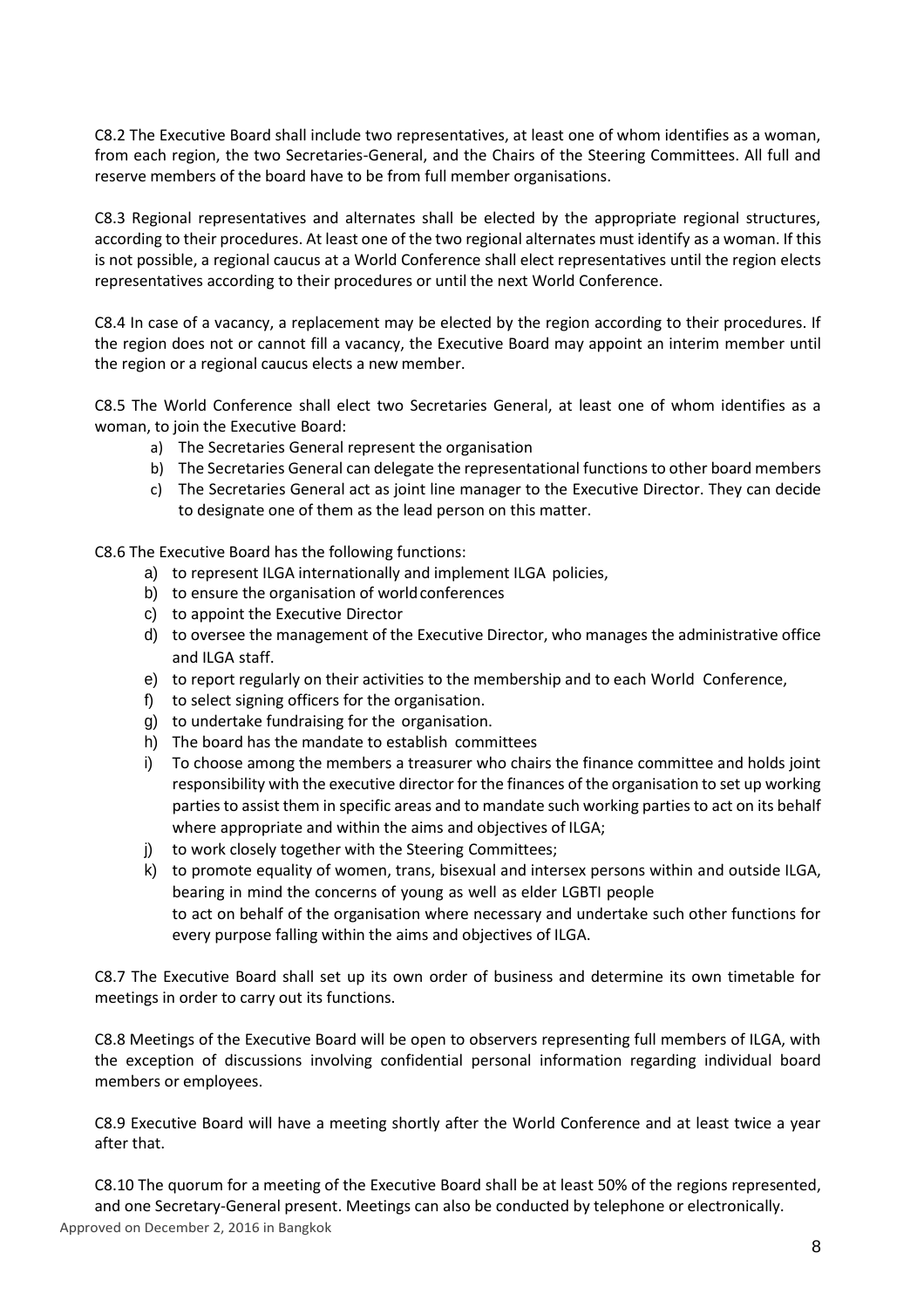C8.2 The Executive Board shall include two representatives, at least one of whom identifies as a woman, from each region, the two Secretaries-General, and the Chairs of the Steering Committees. All full and reserve members of the board have to be from full member organisations.

C8.3 Regional representatives and alternates shall be elected by the appropriate regional structures, according to their procedures. At least one of the two regional alternates must identify as a woman. If this is not possible, a regional caucus at a World Conference shall elect representatives until the region elects representatives according to their procedures or until the next World Conference.

C8.4 In case of a vacancy, a replacement may be elected by the region according to their procedures. If the region does not or cannot fill a vacancy, the Executive Board may appoint an interim member until the region or a regional caucus elects a new member.

C8.5 The World Conference shall elect two Secretaries General, at least one of whom identifies as a woman, to join the Executive Board:

a) The Secretaries General represent the organisation
b) The Secretaries General can delegate the representational functions to other board members
c) The Secretaries General act as joint line manager to the Executive Director. They can decide to designate one of them as the lead person on this matter.

C8.6 The Executive Board has the following functions:

a) to represent ILGA internationally and implement ILGA policies,
b) to ensure the organisation of world conferences
c) to appoint the Executive Director
d) to oversee the management of the Executive Director, who manages the administrative office and ILGA staff.
e) to report regularly on their activities to the membership and to each World Conference,
f) to select signing officers for the organisation.
g) to undertake fundraising for the organisation.
h) The board has the mandate to establish committees
i) To choose among the members a treasurer who chairs the finance committee and holds joint responsibility with the executive director for the finances of the organisation to set up working parties to assist them in specific areas and to mandate such working parties to act on its behalf where appropriate and within the aims and objectives of ILGA;
j) to work closely together with the Steering Committees;
k) to promote equality of women, trans, bisexual and intersex persons within and outside ILGA, bearing in mind the concerns of young as well as elder LGBTI people
   to act on behalf of the organisation where necessary and undertake such other functions for every purpose falling within the aims and objectives of ILGA.

C8.7 The Executive Board shall set up its own order of business and determine its own timetable for meetings in order to carry out its functions.

C8.8 Meetings of the Executive Board will be open to observers representing full members of ILGA, with the exception of discussions involving confidential personal information regarding individual board members or employees.

C8.9 Executive Board will have a meeting shortly after the World Conference and at least twice a year after that.

C8.10 The quorum for a meeting of the Executive Board shall be at least 50% of the regions represented, and one Secretary-General present. Meetings can also be conducted by telephone or electronically.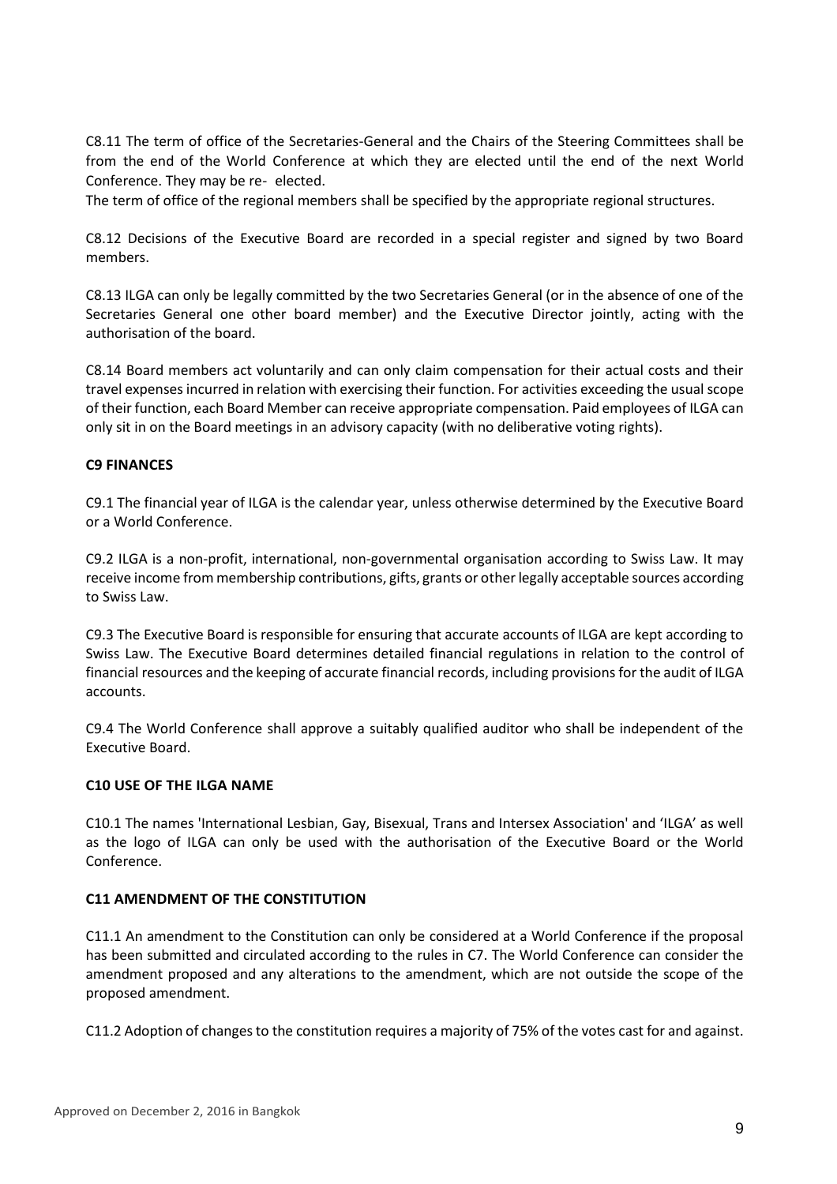C8.11 The term of office of the Secretaries-General and the Chairs of the Steering Committees shall be from the end of the World Conference at which they are elected until the end of the next World Conference. They may be re- elected.

The term of office of the regional members shall be specified by the appropriate regional structures.

C8.12 Decisions of the Executive Board are recorded in a special register and signed by two Board members.

C8.13 ILGA can only be legally committed by the two Secretaries General (or in the absence of one of the Secretaries General one other board member) and the Executive Director jointly, acting with the authorisation of the board.

C8.14 Board members act voluntarily and can only claim compensation for their actual costs and their travel expenses incurred in relation with exercising their function. For activities exceeding the usual scope of their function, each Board Member can receive appropriate compensation. Paid employees of ILGA can only sit in on the Board meetings in an advisory capacity (with no deliberative voting rights).

**C9 FINANCES**

C9.1 The financial year of ILGA is the calendar year, unless otherwise determined by the Executive Board or a World Conference.

C9.2 ILGA is a non-profit, international, non-governmental organisation according to Swiss Law. It may receive income from membership contributions, gifts, grants or other legally acceptable sources according to Swiss Law.

C9.3 The Executive Board is responsible for ensuring that accurate accounts of ILGA are kept according to Swiss Law. The Executive Board determines detailed financial regulations in relation to the control of financial resources and the keeping of accurate financial records, including provisions for the audit of ILGA accounts.

C9.4 The World Conference shall approve a suitably qualified auditor who shall be independent of the Executive Board.

**C10 USE OF THE ILGA NAME**

C10.1 The names 'International Lesbian, Gay, Bisexual, Trans and Intersex Association' and 'ILGA' as well as the logo of ILGA can only be used with the authorisation of the Executive Board or the World Conference.

**C11 AMENDMENT OF THE CONSTITUTION**

C11.1 An amendment to the Constitution can only be considered at a World Conference if the proposal has been submitted and circulated according to the rules in C7. The World Conference can consider the amendment proposed and any alterations to the amendment, which are not outside the scope of the proposed amendment.

C11.2 Adoption of changes to the constitution requires a majority of 75% of the votes cast for and against.

Approved on December 2, 2016 in Bangkok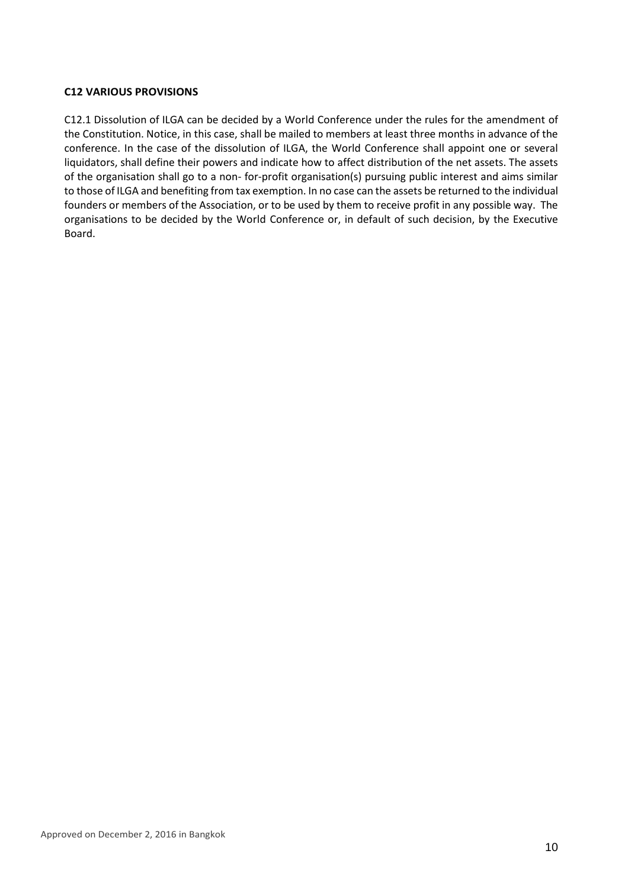**C12 VARIOUS PROVISIONS**

C12.1 Dissolution of ILGA can be decided by a World Conference under the rules for the amendment of the Constitution. Notice, in this case, shall be mailed to members at least three months in advance of the conference. In the case of the dissolution of ILGA, the World Conference shall appoint one or several liquidators, shall define their powers and indicate how to affect distribution of the net assets. The assets of the organisation shall go to a non- for-profit organisation(s) pursuing public interest and aims similar to those of ILGA and benefiting from tax exemption. In no case can the assets be returned to the individual founders or members of the Association, or to be used by them to receive profit in any possible way. The organisations to be decided by the World Conference or, in default of such decision, by the Executive Board.

Approved on December 2, 2016 in Bangkok